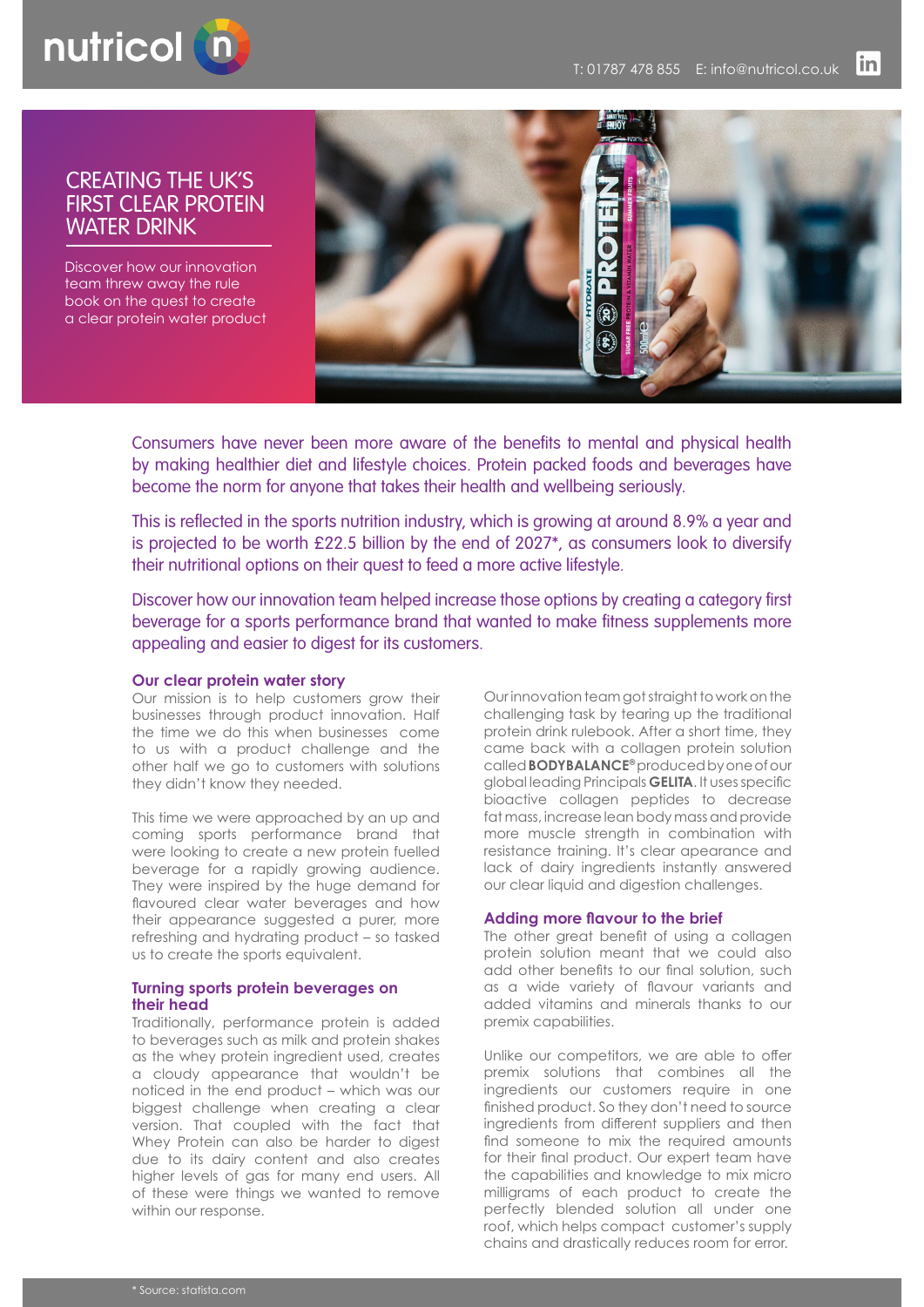nutricol

T: 01787 478 855 E: info@nutricol.co.uk

# CREATING THE UK'S FIRST CLEAR PROTEIN WATER DRINK

Discover how our innovation team threw away the rule book on the quest to create a clear protein water product

Consumers have never been more aware of the benefits to mental and physical health by making healthier diet and lifestyle choices. Protein packed foods and beverages have become the norm for anyone that takes their health and wellbeing seriously.

This is reflected in the sports nutrition industry, which is growing at around 8.9% a year and is projected to be worth £22.5 billion by the end of 2027*, as consumers look to diversify their nutritional options on their quest to feed a more active lifestyle.

Discover how our innovation team helped increase those options by creating a category first beverage for a sports performance brand that wanted to make fitness supplements more appealing and easier to digest for its customers.

### Our clear protein water story

Our mission is to help customers grow their businesses through product innovation. Half the time we do this when businesses come to us with a product challenge and the other half we go to customers with solutions they didn't know they needed.

This time we were approached by an up and coming sports performance brand that were looking to create a new protein fuelled beverage for a rapidly growing audience. They were inspired by the huge demand for flavoured clear water beverages and how their appearance suggested a purer, more refreshing and hydrating product – so tasked us to create the sports equivalent.

### Turning sports protein beverages on their head

Traditionally, performance protein is added to beverages such as milk and protein shakes as the whey protein ingredient used, creates a cloudy appearance that wouldn't be noticed in the end product – which was our biggest challenge when creating a clear version. That coupled with the fact that Whey Protein can also be harder to digest due to its dairy content and also creates higher levels of gas for many end users. All of these were things we wanted to remove within our response.

Our innovation team got straight to work on the challenging task by tearing up the traditional protein drink rulebook. After a short time, they came back with a collagen protein solution called **BODYBALANCE®** produced by one of our global leading Principals **GELITA**. It uses specific bioactive collagen peptides to decrease fat mass, increase lean body mass and provide more muscle strength in combination with resistance training. It's clear apearance and lack of dairy ingredients instantly answered our clear liquid and digestion challenges.

### Adding more flavour to the brief

The other great benefit of using a collagen protein solution meant that we could also add other benefits to our final solution, such as a wide variety of flavour variants and added vitamins and minerals thanks to our premix capabilities.

Unlike our competitors, we are able to offer premix solutions that combines all the ingredients our customers require in one finished product. So they don't need to source ingredients from different suppliers and then find someone to mix the required amounts for their final product. Our expert team have the capabilities and knowledge to mix micro milligrams of each product to create the perfectly blended solution all under one roof, which helps compact customer's supply chains and drastically reduces room for error.

* Source: statista.com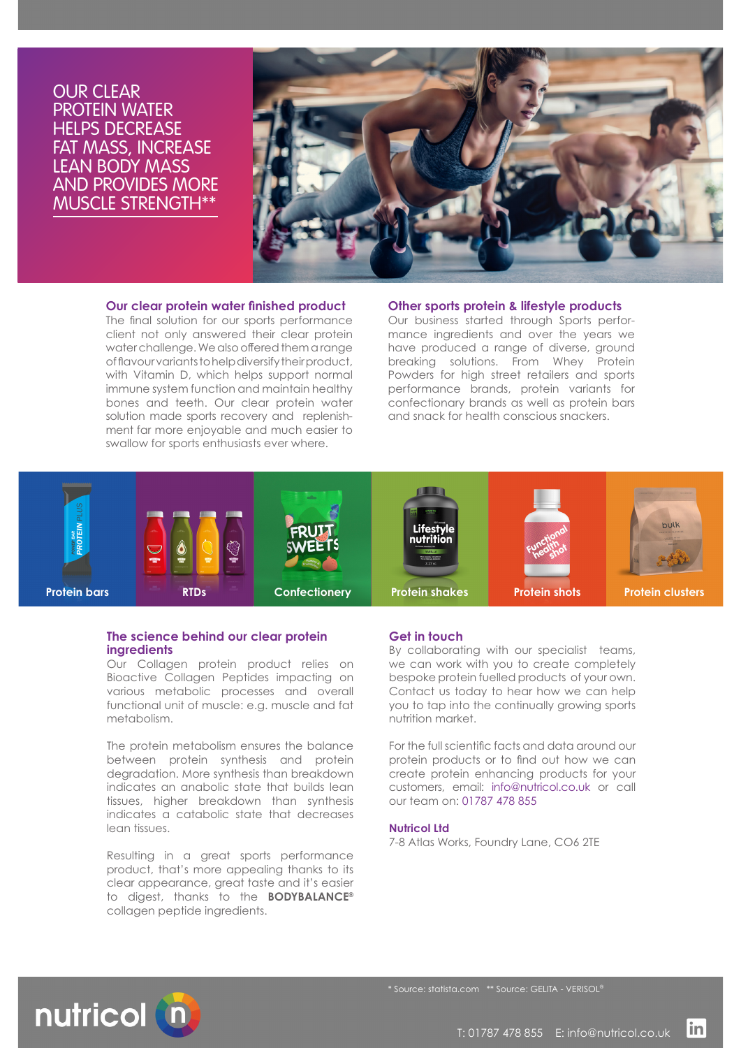# OUR CLEAR PROTEIN WATER HELPS DECREASE FAT MASS, INCREASE LEAN BODY MASS AND PROVIDES MORE MUSCLE STRENGTH**

## Our clear protein water finished product

The final solution for our sports performance client not only answered their clear protein water challenge. We also offered them a range of flavour variants to help diversify their product, with Vitamin D, which helps support normal immune system function and maintain healthy bones and teeth. Our clear protein water solution made sports recovery and replenishment far more enjoyable and much easier to swallow for sports enthusiasts ever where.

## Other sports protein & lifestyle products

Our business started through Sports performance ingredients and over the years we have produced a range of diverse, ground breaking solutions. From Whey Protein Powders for high street retailers and sports performance brands, protein variants for confectionary brands as well as protein bars and snack for health conscious snackers.

Protein bars | RTDs | Confectionery | Protein shakes | Protein shots | Protein clusters

## The science behind our clear protein ingredients

Our Collagen protein product relies on Bioactive Collagen Peptides impacting on various metabolic processes and overall functional unit of muscle: e.g. muscle and fat metabolism.

The protein metabolism ensures the balance between protein synthesis and protein degradation. More synthesis than breakdown indicates an anabolic state that builds lean tissues, higher breakdown than synthesis indicates a catabolic state that decreases lean tissues.

Resulting in a great sports performance product, that's more appealing thanks to its clear appearance, great taste and it's easier to digest, thanks to the **BODYBALANCE®** collagen peptide ingredients.

## Get in touch

By collaborating with our specialist teams, we can work with you to create completely bespoke protein fuelled products of your own. Contact us today to hear how we can help you to tap into the continually growing sports nutrition market.

For the full scientific facts and data around our protein products or to find out how we can create protein enhancing products for your customers, email: info@nutricol.co.uk or call our team on: 01787 478 855

**Nutricol Ltd**

7-8 Atlas Works, Foundry Lane, CO6 2TE

\* Source: statista.com ** Source: GELITA - VERISOL®

nutricol

T: 01787 478 855 E: info@nutricol.co.uk